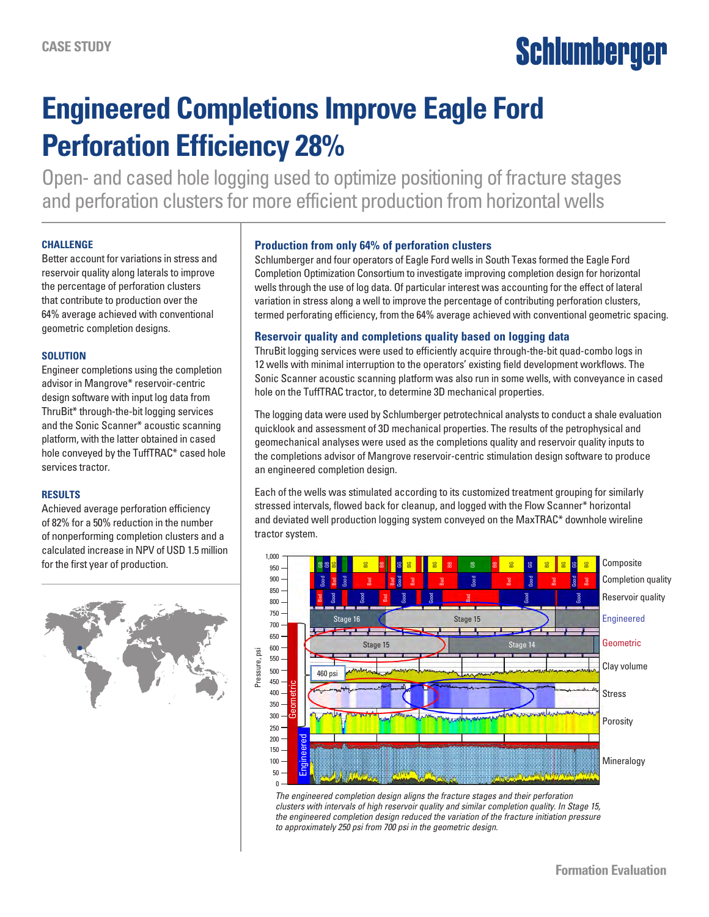CASE STUDY

# Engineered Completions Improve Eagle Ford Perforation Efficiency 28%

Open- and cased hole logging used to optimize positioning of fracture stages and perforation clusters for more efficient production from horizontal wells

### CHALLENGE

Better account for variations in stress and reservoir quality along laterals to improve the percentage of perforation clusters that contribute to production over the 64% average achieved with conventional geometric completion designs.

### SOLUTION

Engineer completions using the completion advisor in Mangrove* reservoir-centric design software with input log data from ThruBit* through-the-bit logging services and the Sonic Scanner* acoustic scanning platform, with the latter obtained in cased hole conveyed by the TuffTRAC* cased hole services tractor.

### RESULTS

Achieved average perforation efficiency of 82% for a 50% reduction in the number of nonperforming completion clusters and a calculated increase in NPV of USD 1.5 million for the first year of production.

### Production from only 64% of perforation clusters

Schlumberger and four operators of Eagle Ford wells in South Texas formed the Eagle Ford Completion Optimization Consortium to investigate improving completion design for horizontal wells through the use of log data. Of particular interest was accounting for the effect of lateral variation in stress along a well to improve the percentage of contributing perforation clusters, termed perforating efficiency, from the 64% average achieved with conventional geometric spacing.

### Reservoir quality and completions quality based on logging data

ThruBit logging services were used to efficiently acquire through-the-bit quad-combo logs in 12 wells with minimal interruption to the operators' existing field development workflows. The Sonic Scanner acoustic scanning platform was also run in some wells, with conveyance in cased hole on the TuffTRAC tractor, to determine 3D mechanical properties.

The logging data were used by Schlumberger petrotechnical analysts to conduct a shale evaluation quicklook and assessment of 3D mechanical properties. The results of the petrophysical and geomechanical analyses were used as the completions quality and reservoir quality inputs to the completions advisor of Mangrove reservoir-centric stimulation design software to produce an engineered completion design.

Each of the wells was stimulated according to its customized treatment grouping for similarly stressed intervals, flowed back for cleanup, and logged with the Flow Scanner* horizontal and deviated well production logging system conveyed on the MaxTRAC* downhole wireline tractor system.

*The engineered completion design aligns the fracture stages and their perforation clusters with intervals of high reservoir quality and similar completion quality. In Stage 15, the engineered completion design reduced the variation of the fracture initiation pressure to approximately 250 psi from 700 psi in the geometric design.*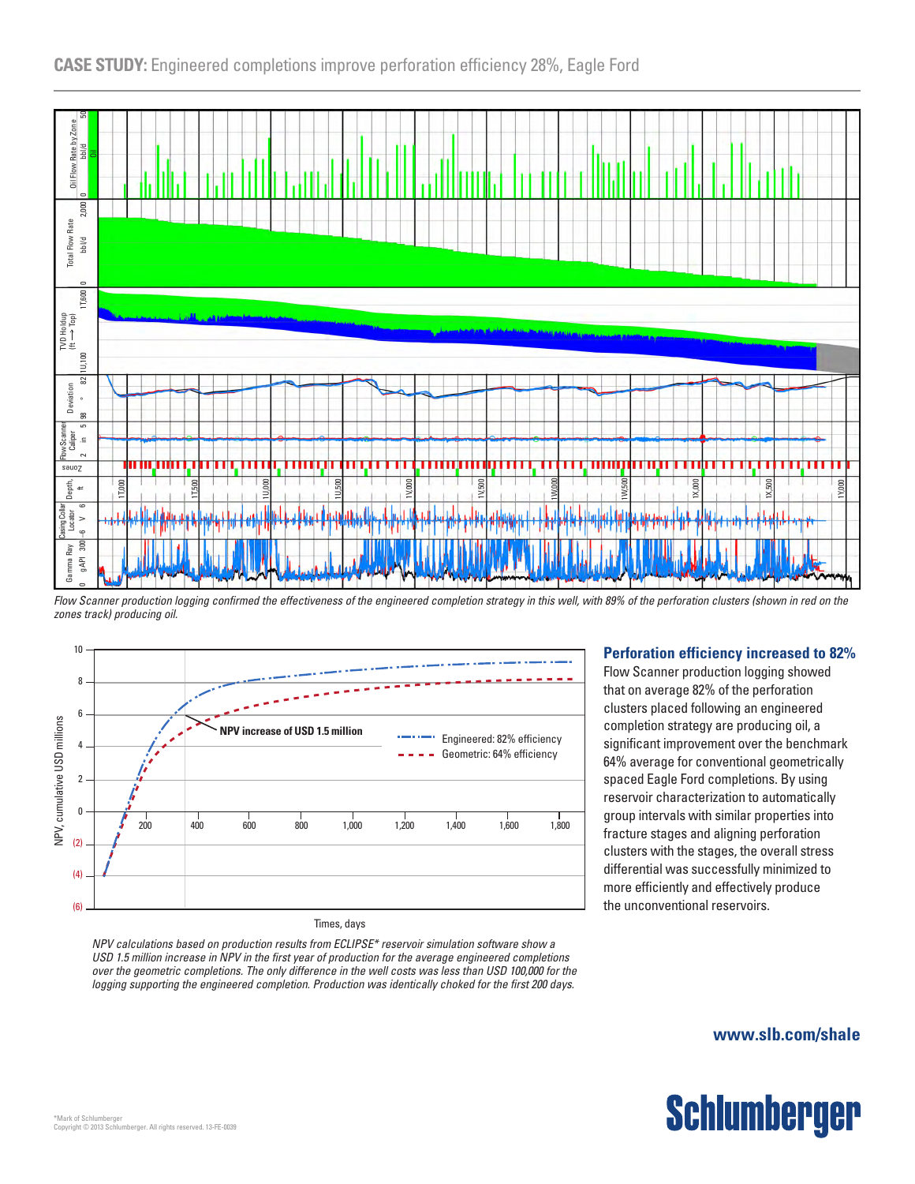## CASE STUDY: Engineered completions improve perforation efficiency 28%, Eagle Ford

Oil Flow Rate by Zone
bbl/d
0
50
Oil

Total Flow Rate
bbl/d
0
2,000

TVD Holdup
(ft ⟶ Top)
1U,100
1T,600

Deviation
°
98
82

FlowScanner Caliper
in
2
5

Zones

Depth, ft
1T,000
1T,500
1U,000
1U,500
1V,000
1V,500
1W,000
1W,500
1X,000
1X,500
1Y,000

Casing Collar Locator
V
−6
6

Gamma Ray
gAPI
0
300

*Flow Scanner production logging confirmed the effectiveness of the engineered completion strategy in this well, with 89% of the perforation clusters (shown in red on the zones track) producing oil.*

NPV, cumulative USD millions
10
8
6
4
2
0
(2)
(4)
(6)
200
400
600
800
1,000
1,200
1,400
1,600
1,800
Times, days

NPV increase of USD 1.5 million
Engineered: 82% efficiency
Geometric: 64% efficiency

*NPV calculations based on production results from ECLIPSE* reservoir simulation software show a USD 1.5 million increase in NPV in the first year of production for the average engineered completions over the geometric completions. The only difference in the well costs was less than USD 100,000 for the logging supporting the engineered completion. Production was identically choked for the first 200 days.*

### Perforation efficiency increased to 82%

Flow Scanner production logging showed that on average 82% of the perforation clusters placed following an engineered completion strategy are producing oil, a significant improvement over the benchmark 64% average for conventional geometrically spaced Eagle Ford completions. By using reservoir characterization to automatically group intervals with similar properties into fracture stages and aligning perforation clusters with the stages, the overall stress differential was successfully minimized to more efficiently and effectively produce the unconventional reservoirs.

**www.slb.com/shale**

*Mark of Schlumberger
Copyright © 2013 Schlumberger. All rights reserved. 13-FE-0039

**Schlumberger**